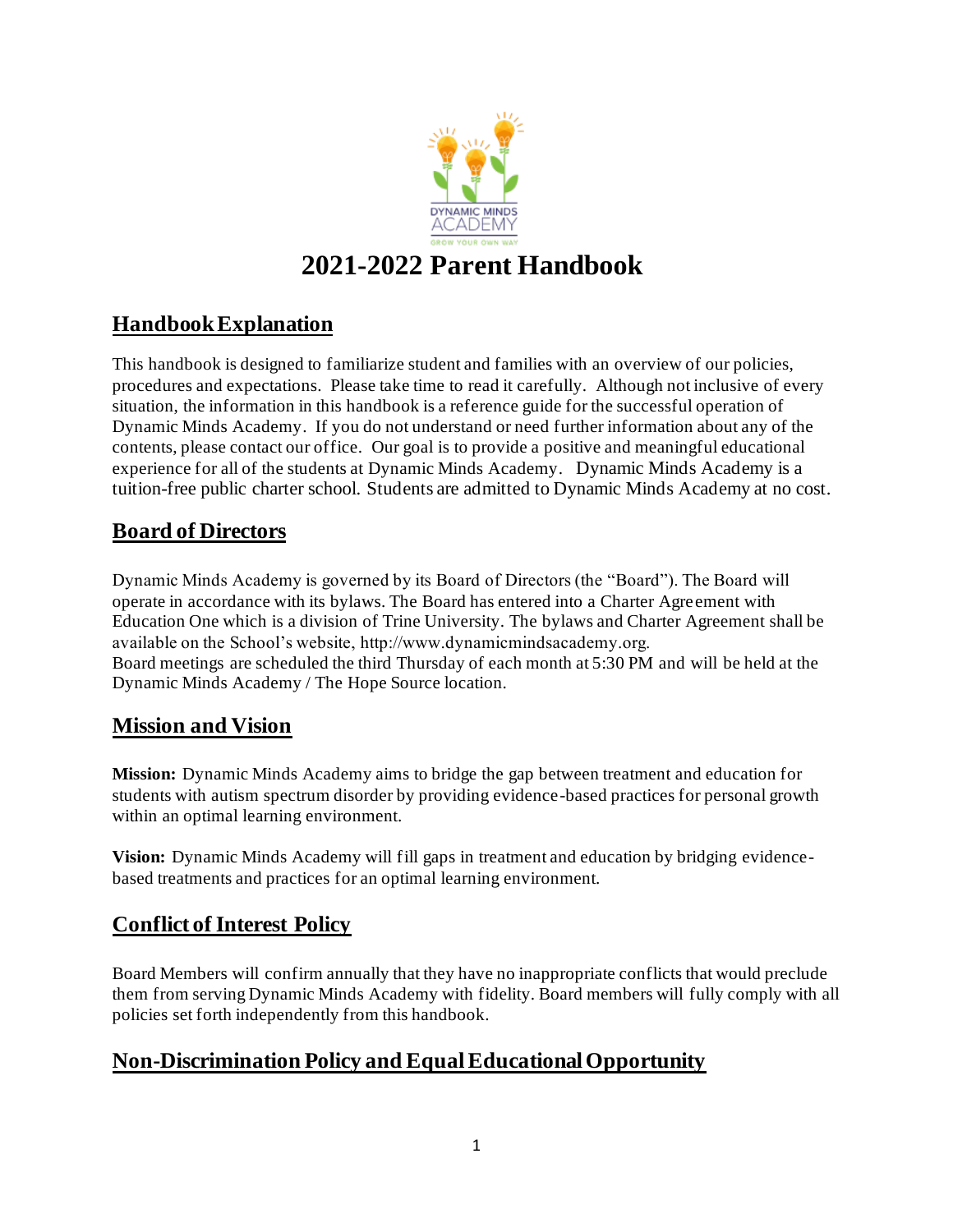# 2021-2022 Parent Handbook

## Handbook Explanation

This handbook is designed to familiarize student and families with an overview of our policies, procedures and expectations. Please take time to read it carefully. Although not inclusive of every situation, the information in this handbook is a reference guide for the successful operation of Dynamic Minds Academy. If you do not understand or need further information about any of the contents, please contact our office. Our goal is to provide a positive and meaningful educational experience for all of the students at Dynamic Minds Academy. Dynamic Minds Academy is a tuition-free public charter school. Students are admitted to Dynamic Minds Academy at no cost.

## Board of Directors

Dynamic Minds Academy is governed by its Board of Directors (the "Board"). The Board will operate in accordance with its bylaws. The Board has entered into a Charter Agreement with Education One which is a division of Trine University. The bylaws and Charter Agreement shall be available on the School's website, http://www.dynamicmindsacademy.org.
Board meetings are scheduled the third Thursday of each month at 5:30 PM and will be held at the Dynamic Minds Academy / The Hope Source location.

## Mission and Vision

**Mission:** Dynamic Minds Academy aims to bridge the gap between treatment and education for students with autism spectrum disorder by providing evidence-based practices for personal growth within an optimal learning environment.

**Vision:** Dynamic Minds Academy will fill gaps in treatment and education by bridging evidence-based treatments and practices for an optimal learning environment.

## Conflict of Interest Policy

Board Members will confirm annually that they have no inappropriate conflicts that would preclude them from serving Dynamic Minds Academy with fidelity. Board members will fully comply with all policies set forth independently from this handbook.

## Non-Discrimination Policy and Equal Educational Opportunity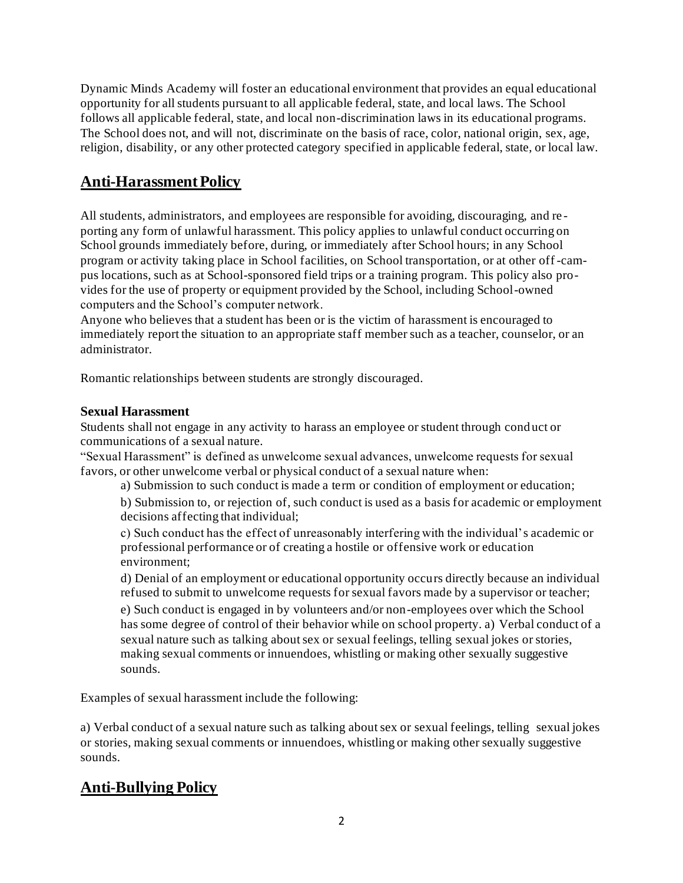Dynamic Minds Academy will foster an educational environment that provides an equal educational opportunity for all students pursuant to all applicable federal, state, and local laws. The School follows all applicable federal, state, and local non-discrimination laws in its educational programs. The School does not, and will not, discriminate on the basis of race, color, national origin, sex, age, religion, disability, or any other protected category specified in applicable federal, state, or local law.

## Anti-Harassment Policy

All students, administrators, and employees are responsible for avoiding, discouraging, and reporting any form of unlawful harassment. This policy applies to unlawful conduct occurring on School grounds immediately before, during, or immediately after School hours; in any School program or activity taking place in School facilities, on School transportation, or at other off-campus locations, such as at School-sponsored field trips or a training program. This policy also provides for the use of property or equipment provided by the School, including School-owned computers and the School's computer network.
Anyone who believes that a student has been or is the victim of harassment is encouraged to immediately report the situation to an appropriate staff member such as a teacher, counselor, or an administrator.

Romantic relationships between students are strongly discouraged.

### Sexual Harassment

Students shall not engage in any activity to harass an employee or student through conduct or communications of a sexual nature.
"Sexual Harassment" is defined as unwelcome sexual advances, unwelcome requests for sexual favors, or other unwelcome verbal or physical conduct of a sexual nature when:

a) Submission to such conduct is made a term or condition of employment or education;

b) Submission to, or rejection of, such conduct is used as a basis for academic or employment decisions affecting that individual;

c) Such conduct has the effect of unreasonably interfering with the individual's academic or professional performance or of creating a hostile or offensive work or education environment;

d) Denial of an employment or educational opportunity occurs directly because an individual refused to submit to unwelcome requests for sexual favors made by a supervisor or teacher;

e) Such conduct is engaged in by volunteers and/or non-employees over which the School has some degree of control of their behavior while on school property. a) Verbal conduct of a sexual nature such as talking about sex or sexual feelings, telling sexual jokes or stories, making sexual comments or innuendoes, whistling or making other sexually suggestive sounds.

Examples of sexual harassment include the following:

a) Verbal conduct of a sexual nature such as talking about sex or sexual feelings, telling sexual jokes or stories, making sexual comments or innuendoes, whistling or making other sexually suggestive sounds.

## Anti-Bullying Policy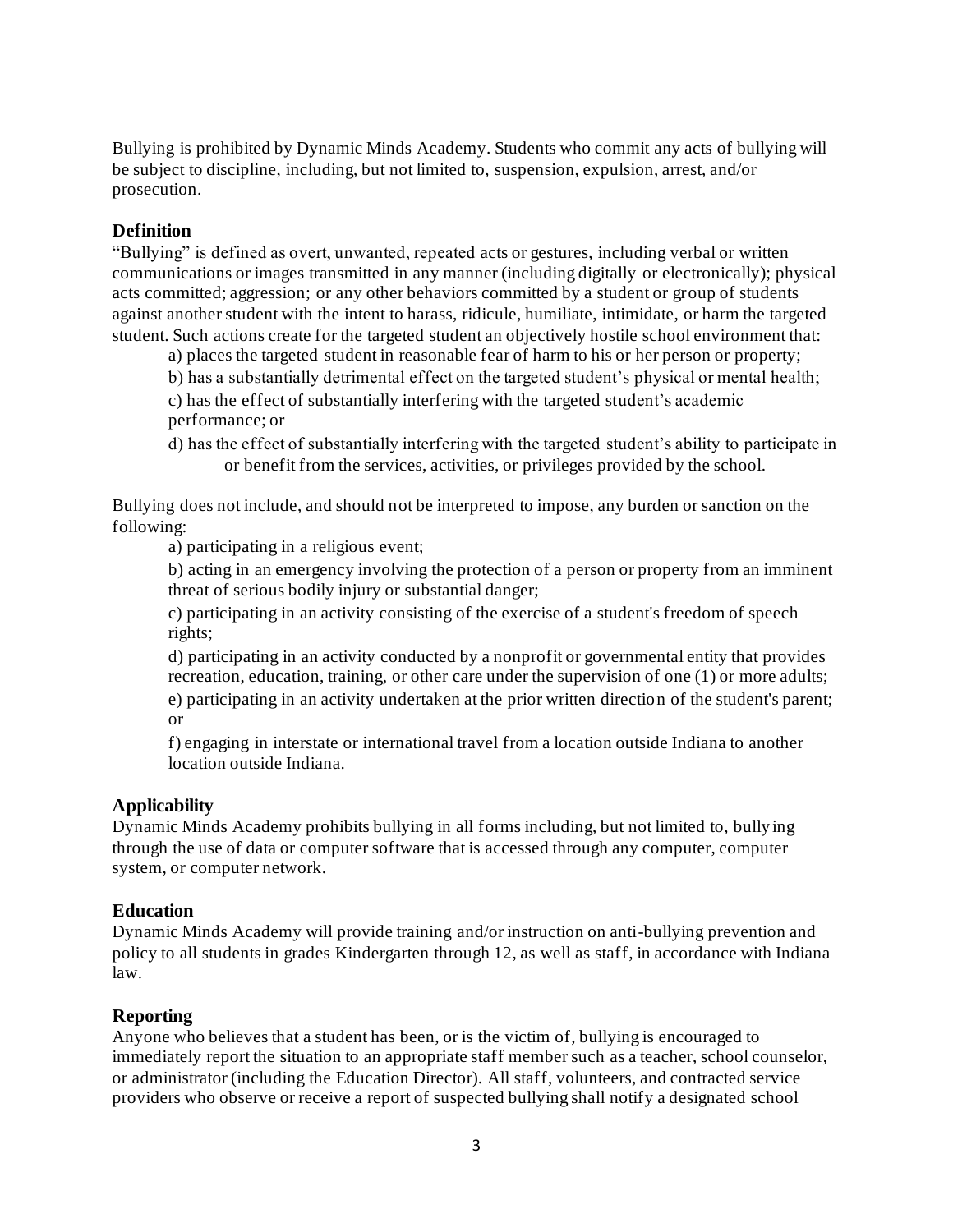Bullying is prohibited by Dynamic Minds Academy. Students who commit any acts of bullying will be subject to discipline, including, but not limited to, suspension, expulsion, arrest, and/or prosecution.

### Definition

"Bullying" is defined as overt, unwanted, repeated acts or gestures, including verbal or written communications or images transmitted in any manner (including digitally or electronically); physical acts committed; aggression; or any other behaviors committed by a student or group of students against another student with the intent to harass, ridicule, humiliate, intimidate, or harm the targeted student. Such actions create for the targeted student an objectively hostile school environment that:

a) places the targeted student in reasonable fear of harm to his or her person or property;

b) has a substantially detrimental effect on the targeted student's physical or mental health;

c) has the effect of substantially interfering with the targeted student's academic performance; or

d) has the effect of substantially interfering with the targeted student's ability to participate in or benefit from the services, activities, or privileges provided by the school.

Bullying does not include, and should not be interpreted to impose, any burden or sanction on the following:

a) participating in a religious event;

b) acting in an emergency involving the protection of a person or property from an imminent threat of serious bodily injury or substantial danger;

c) participating in an activity consisting of the exercise of a student's freedom of speech rights;

d) participating in an activity conducted by a nonprofit or governmental entity that provides recreation, education, training, or other care under the supervision of one (1) or more adults;

e) participating in an activity undertaken at the prior written direction of the student's parent; or

f) engaging in interstate or international travel from a location outside Indiana to another location outside Indiana.

### Applicability

Dynamic Minds Academy prohibits bullying in all forms including, but not limited to, bullying through the use of data or computer software that is accessed through any computer, computer system, or computer network.

### Education

Dynamic Minds Academy will provide training and/or instruction on anti-bullying prevention and policy to all students in grades Kindergarten through 12, as well as staff, in accordance with Indiana law.

### Reporting

Anyone who believes that a student has been, or is the victim of, bullying is encouraged to immediately report the situation to an appropriate staff member such as a teacher, school counselor, or administrator (including the Education Director). All staff, volunteers, and contracted service providers who observe or receive a report of suspected bullying shall notify a designated school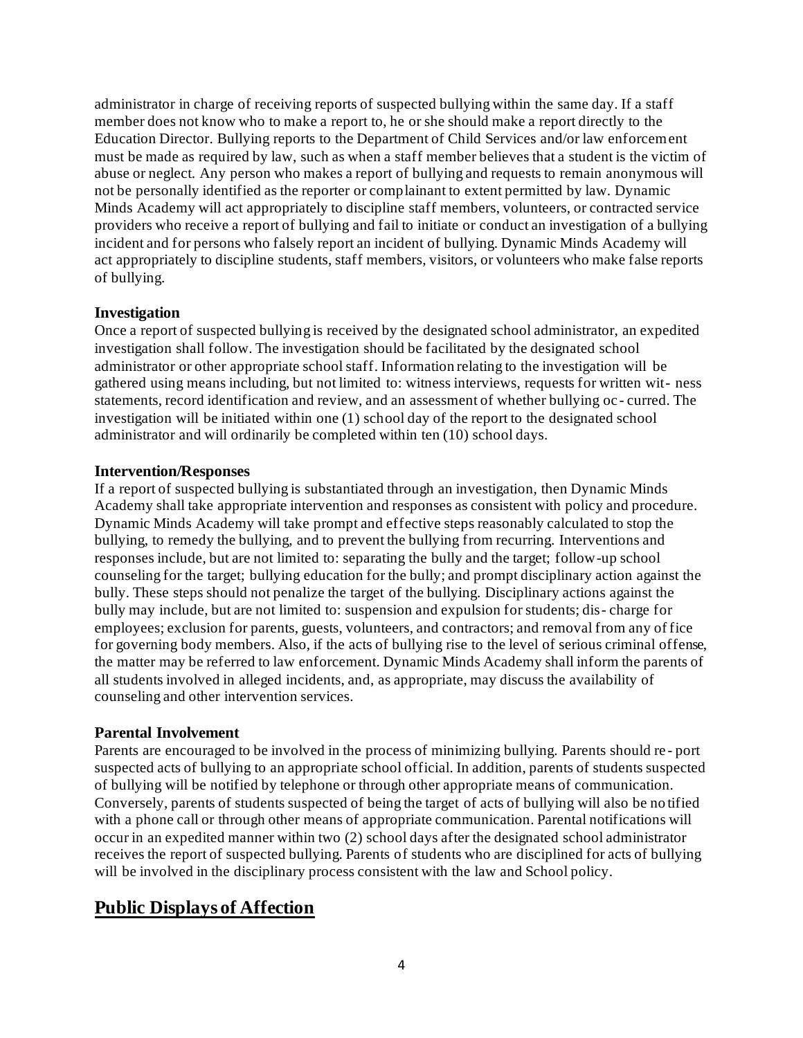administrator in charge of receiving reports of suspected bullying within the same day. If a staff member does not know who to make a report to, he or she should make a report directly to the Education Director. Bullying reports to the Department of Child Services and/or law enforcement must be made as required by law, such as when a staff member believes that a student is the victim of abuse or neglect. Any person who makes a report of bullying and requests to remain anonymous will not be personally identified as the reporter or complainant to extent permitted by law. Dynamic Minds Academy will act appropriately to discipline staff members, volunteers, or contracted service providers who receive a report of bullying and fail to initiate or conduct an investigation of a bullying incident and for persons who falsely report an incident of bullying. Dynamic Minds Academy will act appropriately to discipline students, staff members, visitors, or volunteers who make false reports of bullying.

**Investigation**

Once a report of suspected bullying is received by the designated school administrator, an expedited investigation shall follow. The investigation should be facilitated by the designated school administrator or other appropriate school staff. Information relating to the investigation will be gathered using means including, but not limited to: witness interviews, requests for written wit- ness statements, record identification and review, and an assessment of whether bullying oc- curred. The investigation will be initiated within one (1) school day of the report to the designated school administrator and will ordinarily be completed within ten (10) school days.

**Intervention/Responses**

If a report of suspected bullying is substantiated through an investigation, then Dynamic Minds Academy shall take appropriate intervention and responses as consistent with policy and procedure. Dynamic Minds Academy will take prompt and effective steps reasonably calculated to stop the bullying, to remedy the bullying, and to prevent the bullying from recurring. Interventions and responses include, but are not limited to: separating the bully and the target; follow-up school counseling for the target; bullying education for the bully; and prompt disciplinary action against the bully. These steps should not penalize the target of the bullying. Disciplinary actions against the bully may include, but are not limited to: suspension and expulsion for students; dis- charge for employees; exclusion for parents, guests, volunteers, and contractors; and removal from any office for governing body members. Also, if the acts of bullying rise to the level of serious criminal offense, the matter may be referred to law enforcement. Dynamic Minds Academy shall inform the parents of all students involved in alleged incidents, and, as appropriate, may discuss the availability of counseling and other intervention services.

**Parental Involvement**

Parents are encouraged to be involved in the process of minimizing bullying. Parents should re- port suspected acts of bullying to an appropriate school official. In addition, parents of students suspected of bullying will be notified by telephone or through other appropriate means of communication. Conversely, parents of students suspected of being the target of acts of bullying will also be notified with a phone call or through other means of appropriate communication. Parental notifications will occur in an expedited manner within two (2) school days after the designated school administrator receives the report of suspected bullying. Parents of students who are disciplined for acts of bullying will be involved in the disciplinary process consistent with the law and School policy.

## Public Displays of Affection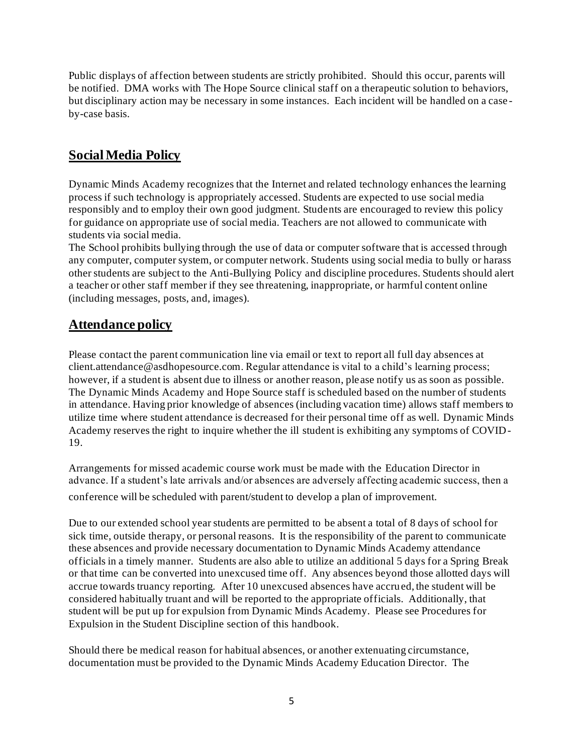Public displays of affection between students are strictly prohibited. Should this occur, parents will be notified. DMA works with The Hope Source clinical staff on a therapeutic solution to behaviors, but disciplinary action may be necessary in some instances. Each incident will be handled on a case-by-case basis.

## **Social Media Policy**

Dynamic Minds Academy recognizes that the Internet and related technology enhances the learning process if such technology is appropriately accessed. Students are expected to use social media responsibly and to employ their own good judgment. Students are encouraged to review this policy for guidance on appropriate use of social media. Teachers are not allowed to communicate with students via social media.

The School prohibits bullying through the use of data or computer software that is accessed through any computer, computer system, or computer network. Students using social media to bully or harass other students are subject to the Anti-Bullying Policy and discipline procedures. Students should alert a teacher or other staff member if they see threatening, inappropriate, or harmful content online (including messages, posts, and, images).

## **Attendance policy**

Please contact the parent communication line via email or text to report all full day absences at client.attendance@asdhopesource.com. Regular attendance is vital to a child's learning process; however, if a student is absent due to illness or another reason, please notify us as soon as possible. The Dynamic Minds Academy and Hope Source staff is scheduled based on the number of students in attendance. Having prior knowledge of absences (including vacation time) allows staff members to utilize time where student attendance is decreased for their personal time off as well. Dynamic Minds Academy reserves the right to inquire whether the ill student is exhibiting any symptoms of COVID-19.

Arrangements for missed academic course work must be made with the Education Director in advance. If a student's late arrivals and/or absences are adversely affecting academic success, then a conference will be scheduled with parent/student to develop a plan of improvement.

Due to our extended school year students are permitted to be absent a total of 8 days of school for sick time, outside therapy, or personal reasons. It is the responsibility of the parent to communicate these absences and provide necessary documentation to Dynamic Minds Academy attendance officials in a timely manner. Students are also able to utilize an additional 5 days for a Spring Break or that time can be converted into unexcused time off. Any absences beyond those allotted days will accrue towards truancy reporting. After 10 unexcused absences have accrued, the student will be considered habitually truant and will be reported to the appropriate officials. Additionally, that student will be put up for expulsion from Dynamic Minds Academy. Please see Procedures for Expulsion in the Student Discipline section of this handbook.

Should there be medical reason for habitual absences, or another extenuating circumstance, documentation must be provided to the Dynamic Minds Academy Education Director. The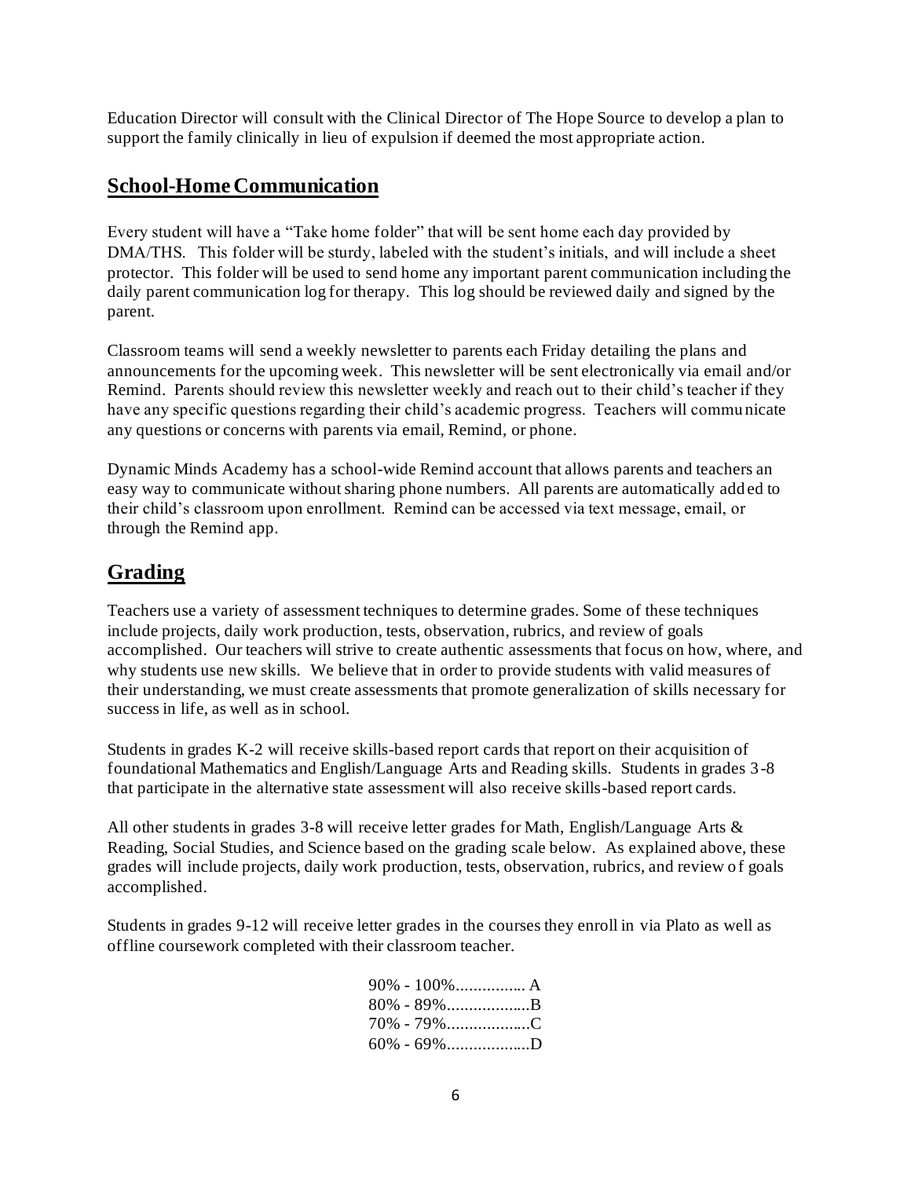Education Director will consult with the Clinical Director of The Hope Source to develop a plan to support the family clinically in lieu of expulsion if deemed the most appropriate action.

## School-Home Communication

Every student will have a "Take home folder" that will be sent home each day provided by DMA/THS. This folder will be sturdy, labeled with the student's initials, and will include a sheet protector. This folder will be used to send home any important parent communication including the daily parent communication log for therapy. This log should be reviewed daily and signed by the parent.

Classroom teams will send a weekly newsletter to parents each Friday detailing the plans and announcements for the upcoming week. This newsletter will be sent electronically via email and/or Remind. Parents should review this newsletter weekly and reach out to their child's teacher if they have any specific questions regarding their child's academic progress. Teachers will communicate any questions or concerns with parents via email, Remind, or phone.

Dynamic Minds Academy has a school-wide Remind account that allows parents and teachers an easy way to communicate without sharing phone numbers. All parents are automatically added to their child's classroom upon enrollment. Remind can be accessed via text message, email, or through the Remind app.

## Grading

Teachers use a variety of assessment techniques to determine grades. Some of these techniques include projects, daily work production, tests, observation, rubrics, and review of goals accomplished. Our teachers will strive to create authentic assessments that focus on how, where, and why students use new skills. We believe that in order to provide students with valid measures of their understanding, we must create assessments that promote generalization of skills necessary for success in life, as well as in school.

Students in grades K-2 will receive skills-based report cards that report on their acquisition of foundational Mathematics and English/Language Arts and Reading skills. Students in grades 3-8 that participate in the alternative state assessment will also receive skills-based report cards.

All other students in grades 3-8 will receive letter grades for Math, English/Language Arts & Reading, Social Studies, and Science based on the grading scale below. As explained above, these grades will include projects, daily work production, tests, observation, rubrics, and review of goals accomplished.

Students in grades 9-12 will receive letter grades in the courses they enroll in via Plato as well as offline coursework completed with their classroom teacher.

90% - 100%................ A
80% - 89%...................B
70% - 79%...................C
60% - 69%...................D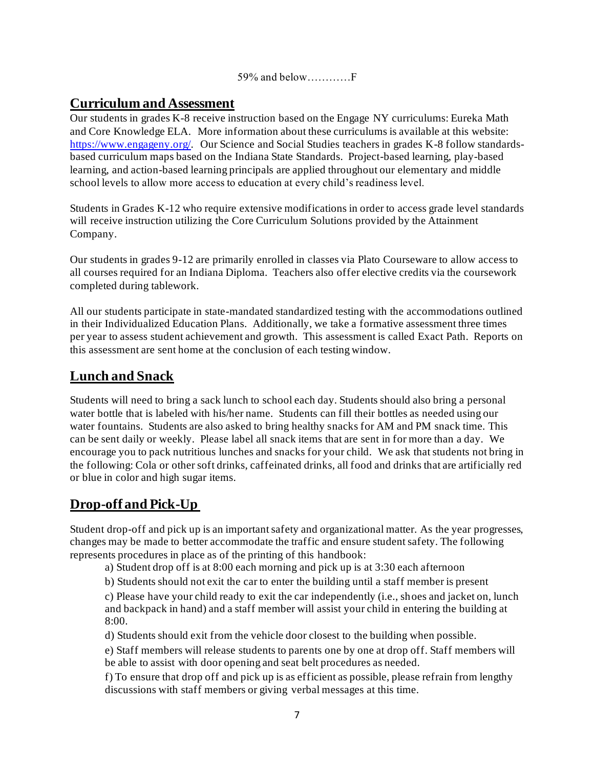59% and below…………F

## Curriculum and Assessment

Our students in grades K-8 receive instruction based on the Engage NY curriculums: Eureka Math and Core Knowledge ELA. More information about these curriculums is available at this website: https://www.engageny.org/. Our Science and Social Studies teachers in grades K-8 follow standards-based curriculum maps based on the Indiana State Standards. Project-based learning, play-based learning, and action-based learning principals are applied throughout our elementary and middle school levels to allow more access to education at every child's readiness level.

Students in Grades K-12 who require extensive modifications in order to access grade level standards will receive instruction utilizing the Core Curriculum Solutions provided by the Attainment Company.

Our students in grades 9-12 are primarily enrolled in classes via Plato Courseware to allow access to all courses required for an Indiana Diploma. Teachers also offer elective credits via the coursework completed during tablework.

All our students participate in state-mandated standardized testing with the accommodations outlined in their Individualized Education Plans. Additionally, we take a formative assessment three times per year to assess student achievement and growth. This assessment is called Exact Path. Reports on this assessment are sent home at the conclusion of each testing window.

## Lunch and Snack

Students will need to bring a sack lunch to school each day. Students should also bring a personal water bottle that is labeled with his/her name. Students can fill their bottles as needed using our water fountains. Students are also asked to bring healthy snacks for AM and PM snack time. This can be sent daily or weekly. Please label all snack items that are sent in for more than a day. We encourage you to pack nutritious lunches and snacks for your child. We ask that students not bring in the following: Cola or other soft drinks, caffeinated drinks, all food and drinks that are artificially red or blue in color and high sugar items.

## Drop-off and Pick-Up

Student drop-off and pick up is an important safety and organizational matter. As the year progresses, changes may be made to better accommodate the traffic and ensure student safety. The following represents procedures in place as of the printing of this handbook:

a) Student drop off is at 8:00 each morning and pick up is at 3:30 each afternoon

b) Students should not exit the car to enter the building until a staff member is present

c) Please have your child ready to exit the car independently (i.e., shoes and jacket on, lunch and backpack in hand) and a staff member will assist your child in entering the building at 8:00.

d) Students should exit from the vehicle door closest to the building when possible.

e) Staff members will release students to parents one by one at drop off. Staff members will be able to assist with door opening and seat belt procedures as needed.

f) To ensure that drop off and pick up is as efficient as possible, please refrain from lengthy discussions with staff members or giving verbal messages at this time.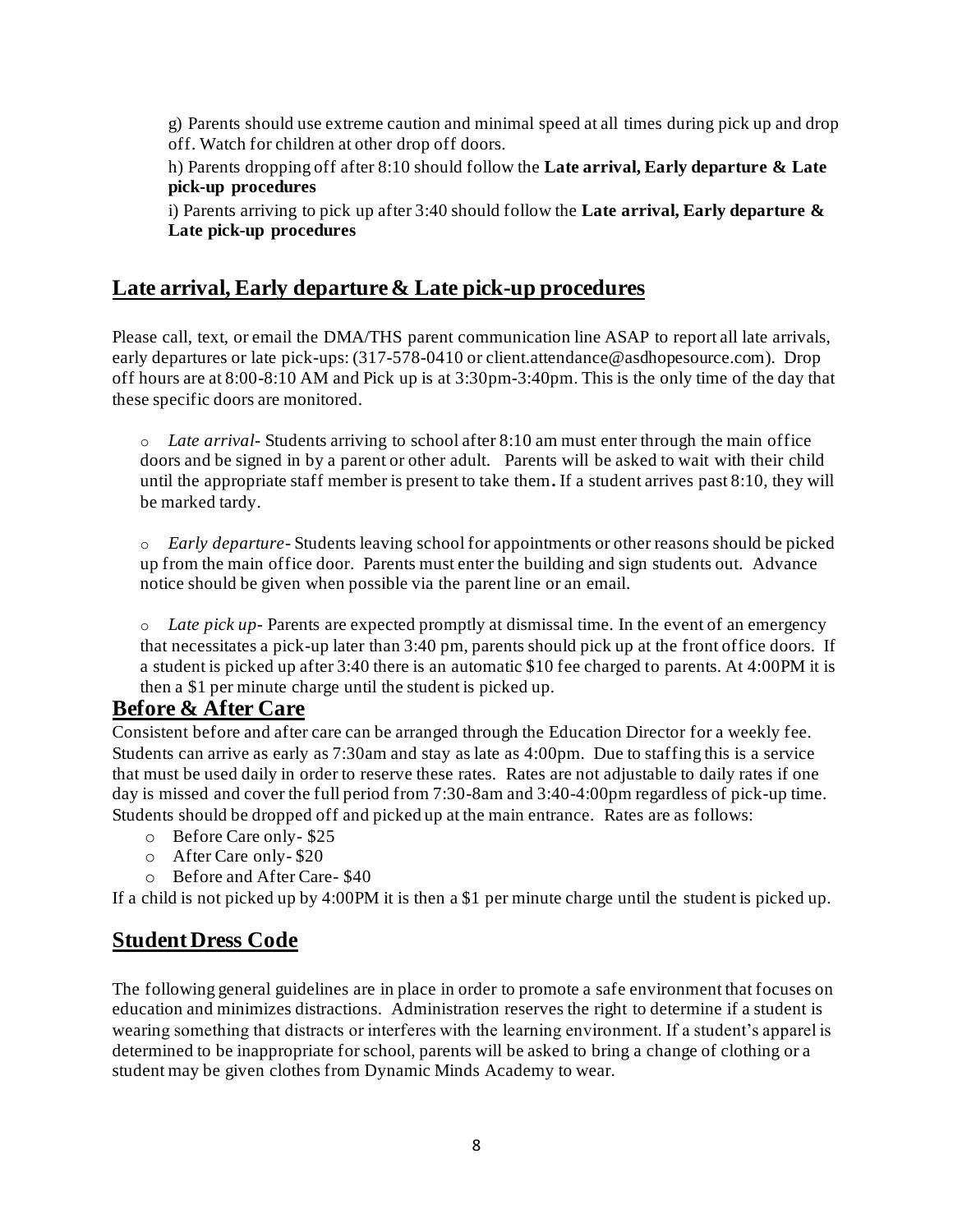g) Parents should use extreme caution and minimal speed at all times during pick up and drop off. Watch for children at other drop off doors.

h) Parents dropping off after 8:10 should follow the **Late arrival, Early departure & Late pick-up procedures**

i) Parents arriving to pick up after 3:40 should follow the **Late arrival, Early departure & Late pick-up procedures**

## Late arrival, Early departure & Late pick-up procedures

Please call, text, or email the DMA/THS parent communication line ASAP to report all late arrivals, early departures or late pick-ups: (317-578-0410 or client.attendance@asdhopesource.com). Drop off hours are at 8:00-8:10 AM and Pick up is at 3:30pm-3:40pm. This is the only time of the day that these specific doors are monitored.

- *Late arrival*- Students arriving to school after 8:10 am must enter through the main office doors and be signed in by a parent or other adult. Parents will be asked to wait with their child until the appropriate staff member is present to take them**.** If a student arrives past 8:10, they will be marked tardy.

- *Early departure*- Students leaving school for appointments or other reasons should be picked up from the main office door. Parents must enter the building and sign students out. Advance notice should be given when possible via the parent line or an email.

- *Late pick up*- Parents are expected promptly at dismissal time. In the event of an emergency that necessitates a pick-up later than 3:40 pm, parents should pick up at the front office doors. If a student is picked up after 3:40 there is an automatic $10 fee charged to parents. At 4:00PM it is then a $1 per minute charge until the student is picked up.

## Before & After Care

Consistent before and after care can be arranged through the Education Director for a weekly fee. Students can arrive as early as 7:30am and stay as late as 4:00pm. Due to staffing this is a service that must be used daily in order to reserve these rates. Rates are not adjustable to daily rates if one day is missed and cover the full period from 7:30-8am and 3:40-4:00pm regardless of pick-up time. Students should be dropped off and picked up at the main entrance. Rates are as follows:

- Before Care only- $25
- After Care only- $20
- Before and After Care- $40

If a child is not picked up by 4:00PM it is then a $1 per minute charge until the student is picked up.

## Student Dress Code

The following general guidelines are in place in order to promote a safe environment that focuses on education and minimizes distractions. Administration reserves the right to determine if a student is wearing something that distracts or interferes with the learning environment. If a student's apparel is determined to be inappropriate for school, parents will be asked to bring a change of clothing or a student may be given clothes from Dynamic Minds Academy to wear.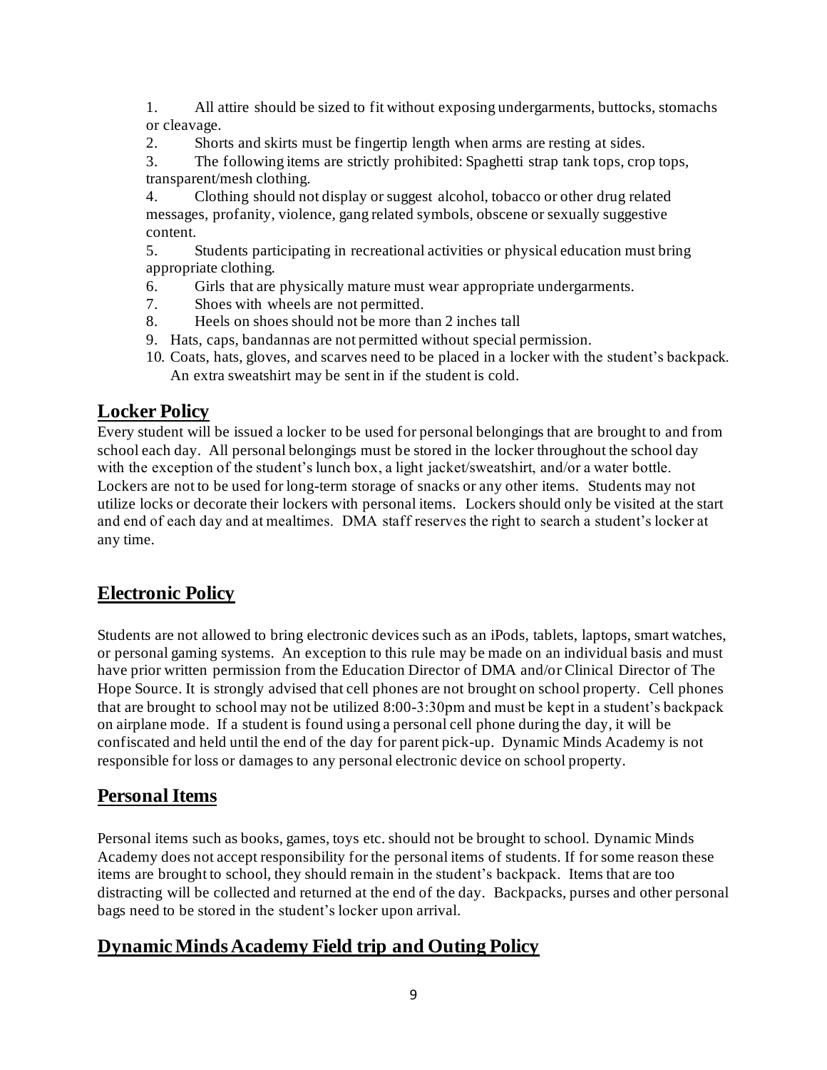1. All attire should be sized to fit without exposing undergarments, buttocks, stomachs or cleavage.
2. Shorts and skirts must be fingertip length when arms are resting at sides.
3. The following items are strictly prohibited: Spaghetti strap tank tops, crop tops, transparent/mesh clothing.
4. Clothing should not display or suggest alcohol, tobacco or other drug related messages, profanity, violence, gang related symbols, obscene or sexually suggestive content.
5. Students participating in recreational activities or physical education must bring appropriate clothing.
6. Girls that are physically mature must wear appropriate undergarments.
7. Shoes with wheels are not permitted.
8. Heels on shoes should not be more than 2 inches tall
9. Hats, caps, bandannas are not permitted without special permission.
10. Coats, hats, gloves, and scarves need to be placed in a locker with the student's backpack. An extra sweatshirt may be sent in if the student is cold.

## Locker Policy

Every student will be issued a locker to be used for personal belongings that are brought to and from school each day. All personal belongings must be stored in the locker throughout the school day with the exception of the student's lunch box, a light jacket/sweatshirt, and/or a water bottle. Lockers are not to be used for long-term storage of snacks or any other items. Students may not utilize locks or decorate their lockers with personal items. Lockers should only be visited at the start and end of each day and at mealtimes. DMA staff reserves the right to search a student's locker at any time.

## Electronic Policy

Students are not allowed to bring electronic devices such as an iPods, tablets, laptops, smart watches, or personal gaming systems. An exception to this rule may be made on an individual basis and must have prior written permission from the Education Director of DMA and/or Clinical Director of The Hope Source. It is strongly advised that cell phones are not brought on school property. Cell phones that are brought to school may not be utilized 8:00-3:30pm and must be kept in a student's backpack on airplane mode. If a student is found using a personal cell phone during the day, it will be confiscated and held until the end of the day for parent pick-up. Dynamic Minds Academy is not responsible for loss or damages to any personal electronic device on school property.

## Personal Items

Personal items such as books, games, toys etc. should not be brought to school. Dynamic Minds Academy does not accept responsibility for the personal items of students. If for some reason these items are brought to school, they should remain in the student's backpack. Items that are too distracting will be collected and returned at the end of the day. Backpacks, purses and other personal bags need to be stored in the student's locker upon arrival.

## Dynamic Minds Academy Field trip and Outing Policy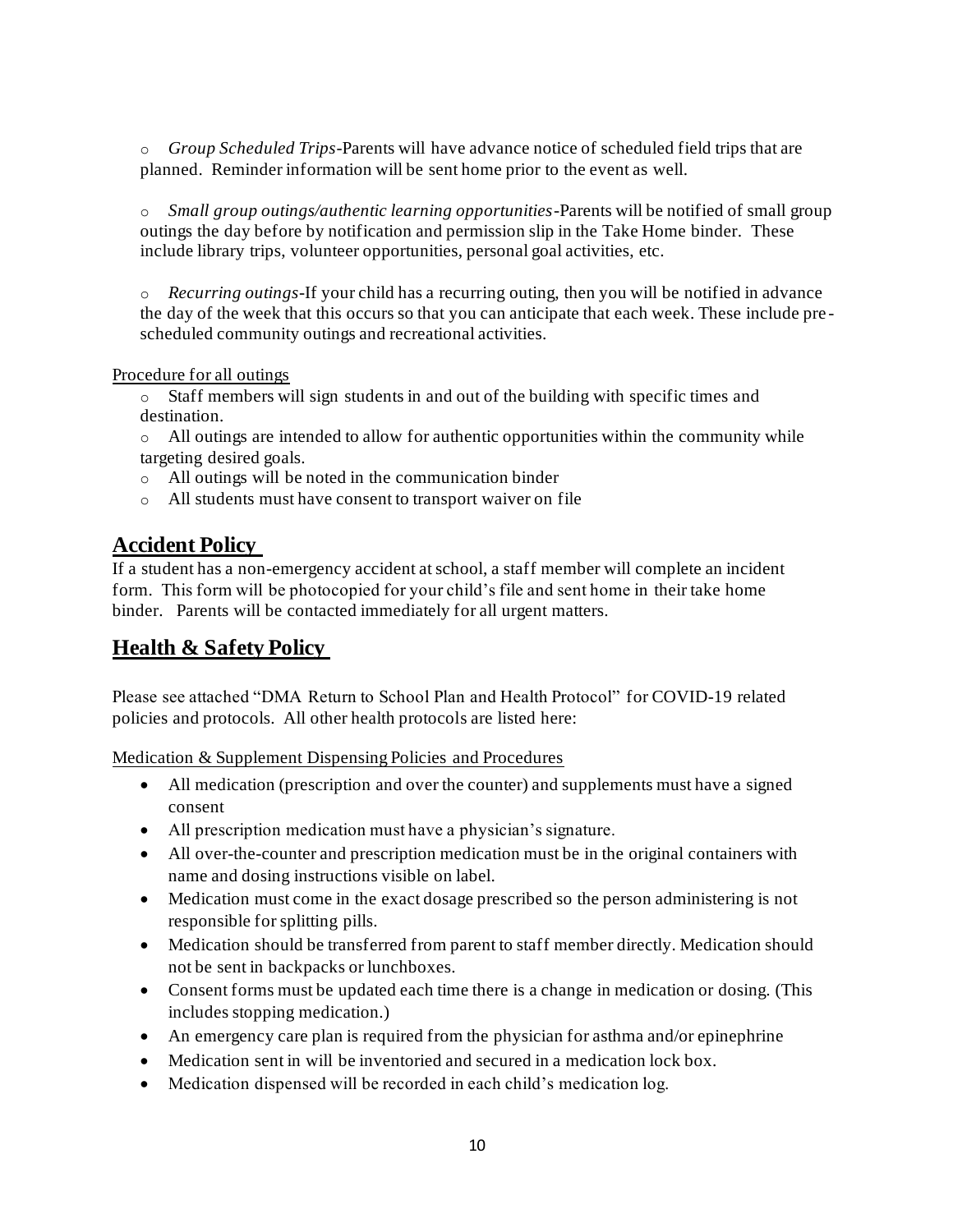- *Group Scheduled Trips*-Parents will have advance notice of scheduled field trips that are planned. Reminder information will be sent home prior to the event as well.

- *Small group outings/authentic learning opportunities*-Parents will be notified of small group outings the day before by notification and permission slip in the Take Home binder. These include library trips, volunteer opportunities, personal goal activities, etc.

- *Recurring outings*-If your child has a recurring outing, then you will be notified in advance the day of the week that this occurs so that you can anticipate that each week. These include pre-scheduled community outings and recreational activities.

Procedure for all outings

- Staff members will sign students in and out of the building with specific times and destination.
- All outings are intended to allow for authentic opportunities within the community while targeting desired goals.
- All outings will be noted in the communication binder
- All students must have consent to transport waiver on file

## Accident Policy

If a student has a non-emergency accident at school, a staff member will complete an incident form. This form will be photocopied for your child's file and sent home in their take home binder. Parents will be contacted immediately for all urgent matters.

## Health & Safety Policy

Please see attached "DMA Return to School Plan and Health Protocol" for COVID-19 related policies and protocols. All other health protocols are listed here:

Medication & Supplement Dispensing Policies and Procedures

- All medication (prescription and over the counter) and supplements must have a signed consent
- All prescription medication must have a physician's signature.
- All over-the-counter and prescription medication must be in the original containers with name and dosing instructions visible on label.
- Medication must come in the exact dosage prescribed so the person administering is not responsible for splitting pills.
- Medication should be transferred from parent to staff member directly. Medication should not be sent in backpacks or lunchboxes.
- Consent forms must be updated each time there is a change in medication or dosing. (This includes stopping medication.)
- An emergency care plan is required from the physician for asthma and/or epinephrine
- Medication sent in will be inventoried and secured in a medication lock box.
- Medication dispensed will be recorded in each child's medication log.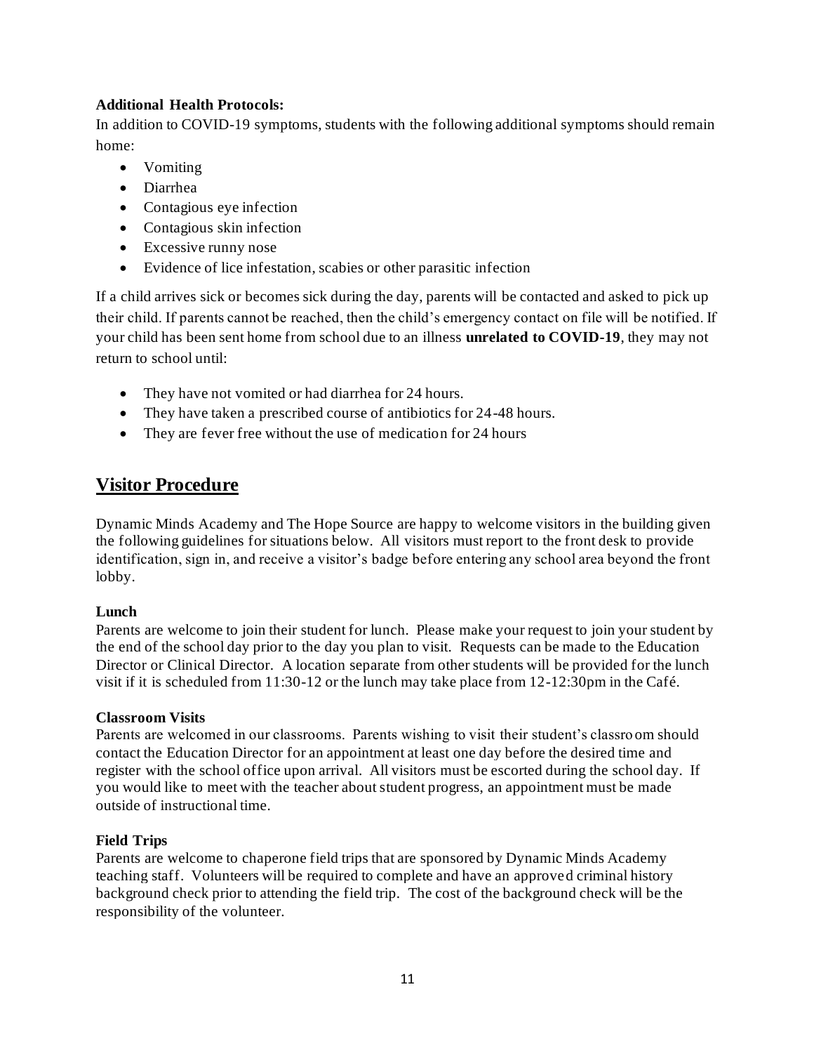**Additional Health Protocols:**

In addition to COVID-19 symptoms, students with the following additional symptoms should remain home:

- Vomiting
- Diarrhea
- Contagious eye infection
- Contagious skin infection
- Excessive runny nose
- Evidence of lice infestation, scabies or other parasitic infection

If a child arrives sick or becomes sick during the day, parents will be contacted and asked to pick up their child. If parents cannot be reached, then the child's emergency contact on file will be notified. If your child has been sent home from school due to an illness **unrelated to COVID-19**, they may not return to school until:

- They have not vomited or had diarrhea for 24 hours.
- They have taken a prescribed course of antibiotics for 24-48 hours.
- They are fever free without the use of medication for 24 hours

## Visitor Procedure

Dynamic Minds Academy and The Hope Source are happy to welcome visitors in the building given the following guidelines for situations below. All visitors must report to the front desk to provide identification, sign in, and receive a visitor's badge before entering any school area beyond the front lobby.

**Lunch**

Parents are welcome to join their student for lunch. Please make your request to join your student by the end of the school day prior to the day you plan to visit. Requests can be made to the Education Director or Clinical Director. A location separate from other students will be provided for the lunch visit if it is scheduled from 11:30-12 or the lunch may take place from 12-12:30pm in the Café.

**Classroom Visits**

Parents are welcomed in our classrooms. Parents wishing to visit their student's classroom should contact the Education Director for an appointment at least one day before the desired time and register with the school office upon arrival. All visitors must be escorted during the school day. If you would like to meet with the teacher about student progress, an appointment must be made outside of instructional time.

**Field Trips**

Parents are welcome to chaperone field trips that are sponsored by Dynamic Minds Academy teaching staff. Volunteers will be required to complete and have an approved criminal history background check prior to attending the field trip. The cost of the background check will be the responsibility of the volunteer.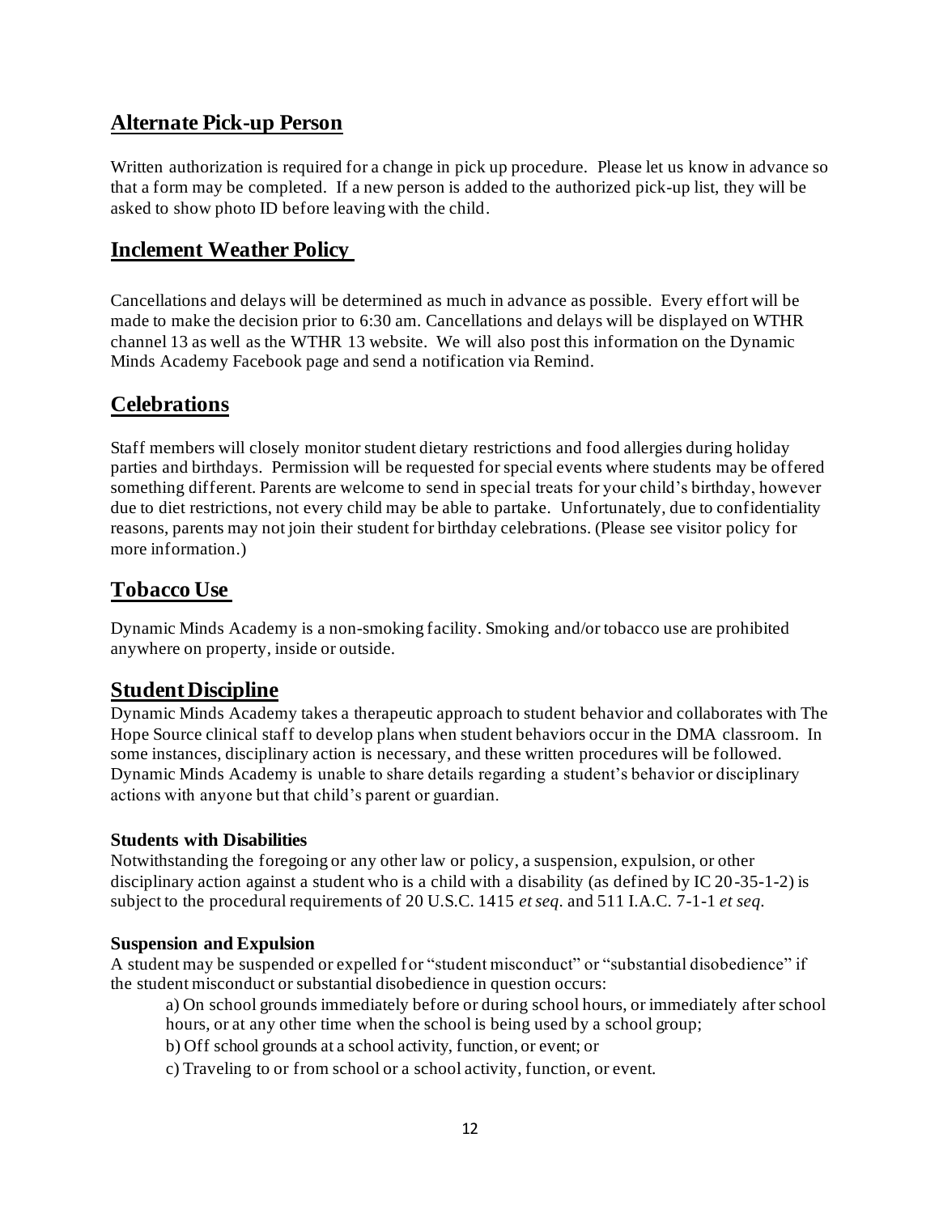## Alternate Pick-up Person

Written authorization is required for a change in pick up procedure. Please let us know in advance so that a form may be completed. If a new person is added to the authorized pick-up list, they will be asked to show photo ID before leaving with the child.

## Inclement Weather Policy

Cancellations and delays will be determined as much in advance as possible. Every effort will be made to make the decision prior to 6:30 am. Cancellations and delays will be displayed on WTHR channel 13 as well as the WTHR 13 website. We will also post this information on the Dynamic Minds Academy Facebook page and send a notification via Remind.

## Celebrations

Staff members will closely monitor student dietary restrictions and food allergies during holiday parties and birthdays. Permission will be requested for special events where students may be offered something different. Parents are welcome to send in special treats for your child's birthday, however due to diet restrictions, not every child may be able to partake. Unfortunately, due to confidentiality reasons, parents may not join their student for birthday celebrations. (Please see visitor policy for more information.)

## Tobacco Use

Dynamic Minds Academy is a non-smoking facility. Smoking and/or tobacco use are prohibited anywhere on property, inside or outside.

## Student Discipline

Dynamic Minds Academy takes a therapeutic approach to student behavior and collaborates with The Hope Source clinical staff to develop plans when student behaviors occur in the DMA classroom. In some instances, disciplinary action is necessary, and these written procedures will be followed. Dynamic Minds Academy is unable to share details regarding a student's behavior or disciplinary actions with anyone but that child's parent or guardian.

### Students with Disabilities

Notwithstanding the foregoing or any other law or policy, a suspension, expulsion, or other disciplinary action against a student who is a child with a disability (as defined by IC 20-35-1-2) is subject to the procedural requirements of 20 U.S.C. 1415 *et seq*. and 511 I.A.C. 7-1-1 *et seq*.

### Suspension and Expulsion

A student may be suspended or expelled for "student misconduct" or "substantial disobedience" if the student misconduct or substantial disobedience in question occurs:

a) On school grounds immediately before or during school hours, or immediately after school hours, or at any other time when the school is being used by a school group;

b) Off school grounds at a school activity, function, or event; or

c) Traveling to or from school or a school activity, function, or event.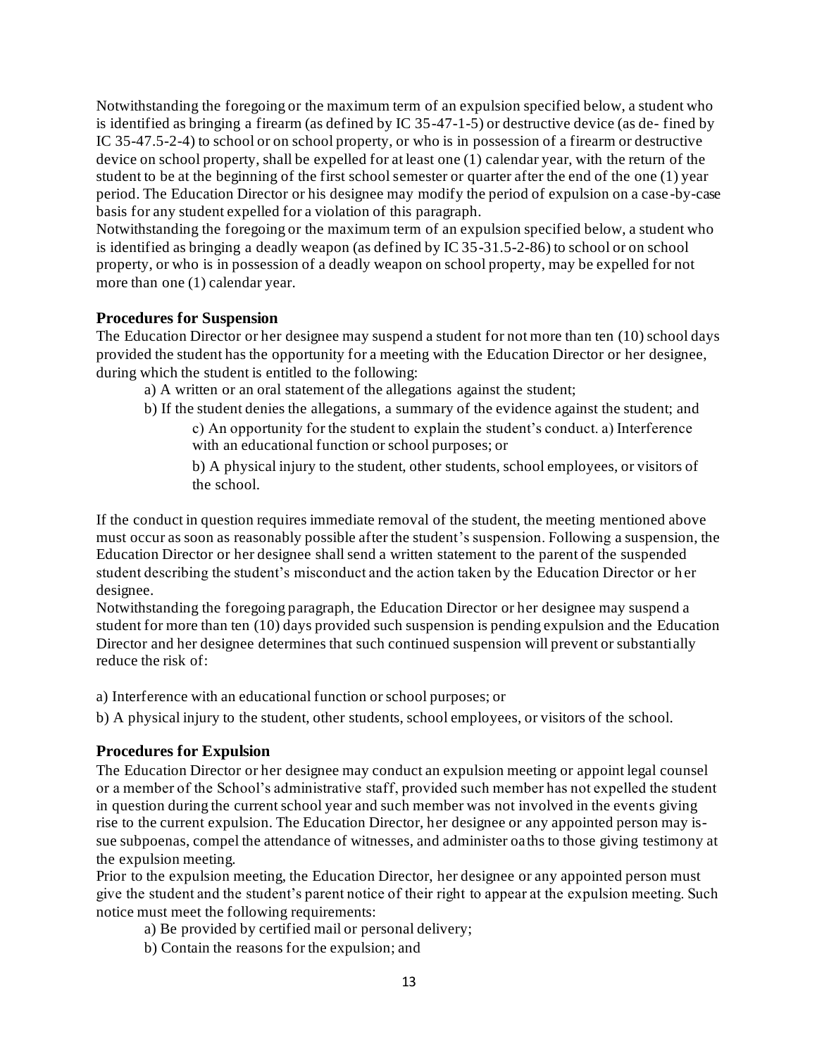Notwithstanding the foregoing or the maximum term of an expulsion specified below, a student who is identified as bringing a firearm (as defined by IC 35-47-1-5) or destructive device (as de- fined by IC 35-47.5-2-4) to school or on school property, or who is in possession of a firearm or destructive device on school property, shall be expelled for at least one (1) calendar year, with the return of the student to be at the beginning of the first school semester or quarter after the end of the one (1) year period. The Education Director or his designee may modify the period of expulsion on a case-by-case basis for any student expelled for a violation of this paragraph.

Notwithstanding the foregoing or the maximum term of an expulsion specified below, a student who is identified as bringing a deadly weapon (as defined by IC 35-31.5-2-86) to school or on school property, or who is in possession of a deadly weapon on school property, may be expelled for not more than one (1) calendar year.

### Procedures for Suspension

The Education Director or her designee may suspend a student for not more than ten (10) school days provided the student has the opportunity for a meeting with the Education Director or her designee, during which the student is entitled to the following:

- a) A written or an oral statement of the allegations against the student;
- b) If the student denies the allegations, a summary of the evidence against the student; and
  - c) An opportunity for the student to explain the student's conduct. a) Interference with an educational function or school purposes; or
  - b) A physical injury to the student, other students, school employees, or visitors of the school.

If the conduct in question requires immediate removal of the student, the meeting mentioned above must occur as soon as reasonably possible after the student's suspension. Following a suspension, the Education Director or her designee shall send a written statement to the parent of the suspended student describing the student's misconduct and the action taken by the Education Director or her designee.

Notwithstanding the foregoing paragraph, the Education Director or her designee may suspend a student for more than ten (10) days provided such suspension is pending expulsion and the Education Director and her designee determines that such continued suspension will prevent or substantially reduce the risk of:

a) Interference with an educational function or school purposes; or

b) A physical injury to the student, other students, school employees, or visitors of the school.

### Procedures for Expulsion

The Education Director or her designee may conduct an expulsion meeting or appoint legal counsel or a member of the School's administrative staff, provided such member has not expelled the student in question during the current school year and such member was not involved in the events giving rise to the current expulsion. The Education Director, her designee or any appointed person may issue subpoenas, compel the attendance of witnesses, and administer oaths to those giving testimony at the expulsion meeting.

Prior to the expulsion meeting, the Education Director, her designee or any appointed person must give the student and the student's parent notice of their right to appear at the expulsion meeting. Such notice must meet the following requirements:

- a) Be provided by certified mail or personal delivery;
- b) Contain the reasons for the expulsion; and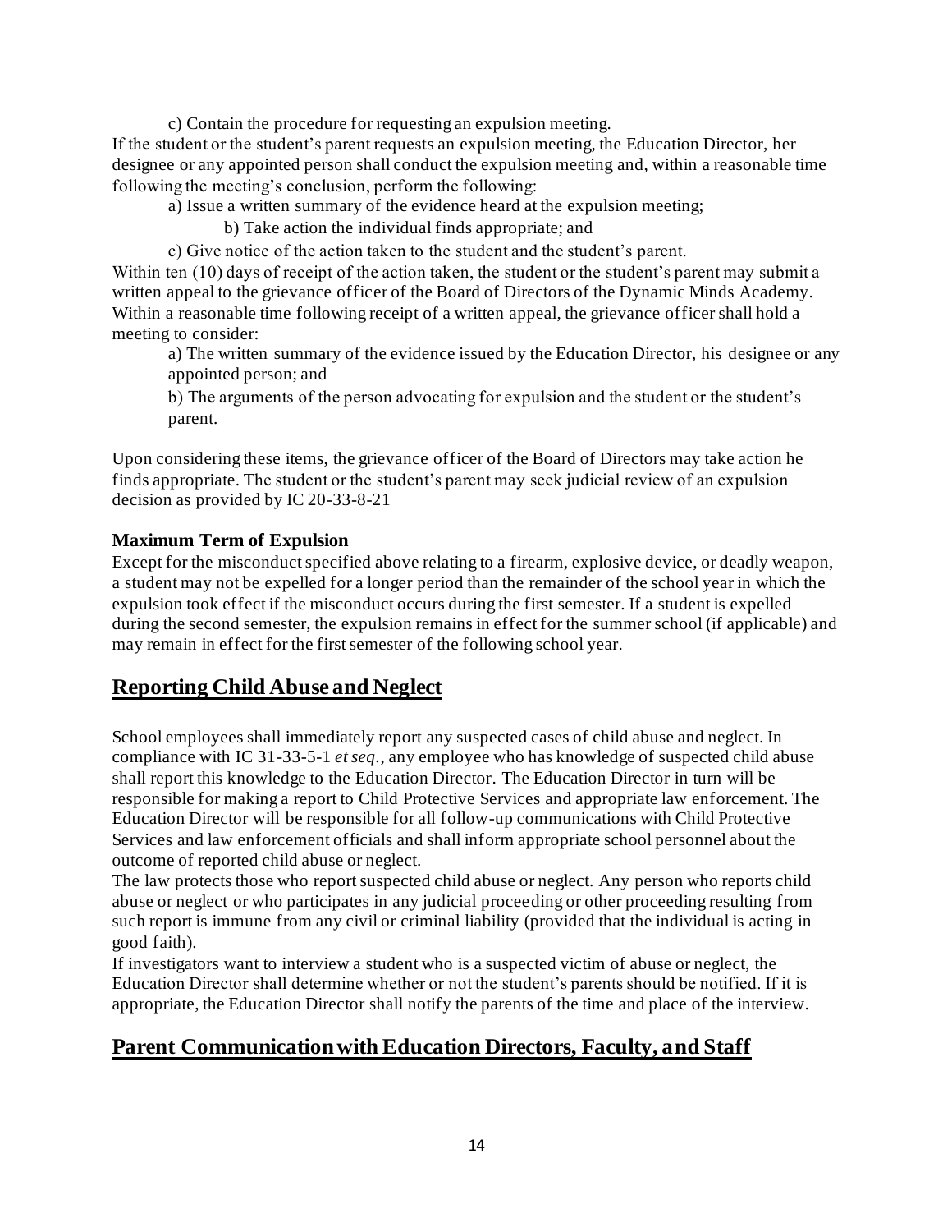c) Contain the procedure for requesting an expulsion meeting.

If the student or the student's parent requests an expulsion meeting, the Education Director, her designee or any appointed person shall conduct the expulsion meeting and, within a reasonable time following the meeting's conclusion, perform the following:

a) Issue a written summary of the evidence heard at the expulsion meeting;

b) Take action the individual finds appropriate; and

c) Give notice of the action taken to the student and the student's parent.

Within ten (10) days of receipt of the action taken, the student or the student's parent may submit a written appeal to the grievance officer of the Board of Directors of the Dynamic Minds Academy. Within a reasonable time following receipt of a written appeal, the grievance officer shall hold a meeting to consider:

a) The written summary of the evidence issued by the Education Director, his designee or any appointed person; and

b) The arguments of the person advocating for expulsion and the student or the student's parent.

Upon considering these items, the grievance officer of the Board of Directors may take action he finds appropriate. The student or the student's parent may seek judicial review of an expulsion decision as provided by IC 20-33-8-21

### Maximum Term of Expulsion

Except for the misconduct specified above relating to a firearm, explosive device, or deadly weapon, a student may not be expelled for a longer period than the remainder of the school year in which the expulsion took effect if the misconduct occurs during the first semester. If a student is expelled during the second semester, the expulsion remains in effect for the summer school (if applicable) and may remain in effect for the first semester of the following school year.

## Reporting Child Abuse and Neglect

School employees shall immediately report any suspected cases of child abuse and neglect. In compliance with IC 31-33-5-1 *et seq.*, any employee who has knowledge of suspected child abuse shall report this knowledge to the Education Director. The Education Director in turn will be responsible for making a report to Child Protective Services and appropriate law enforcement. The Education Director will be responsible for all follow-up communications with Child Protective Services and law enforcement officials and shall inform appropriate school personnel about the outcome of reported child abuse or neglect.

The law protects those who report suspected child abuse or neglect. Any person who reports child abuse or neglect or who participates in any judicial proceeding or other proceeding resulting from such report is immune from any civil or criminal liability (provided that the individual is acting in good faith).

If investigators want to interview a student who is a suspected victim of abuse or neglect, the Education Director shall determine whether or not the student's parents should be notified. If it is appropriate, the Education Director shall notify the parents of the time and place of the interview.

## Parent Communication with Education Directors, Faculty, and Staff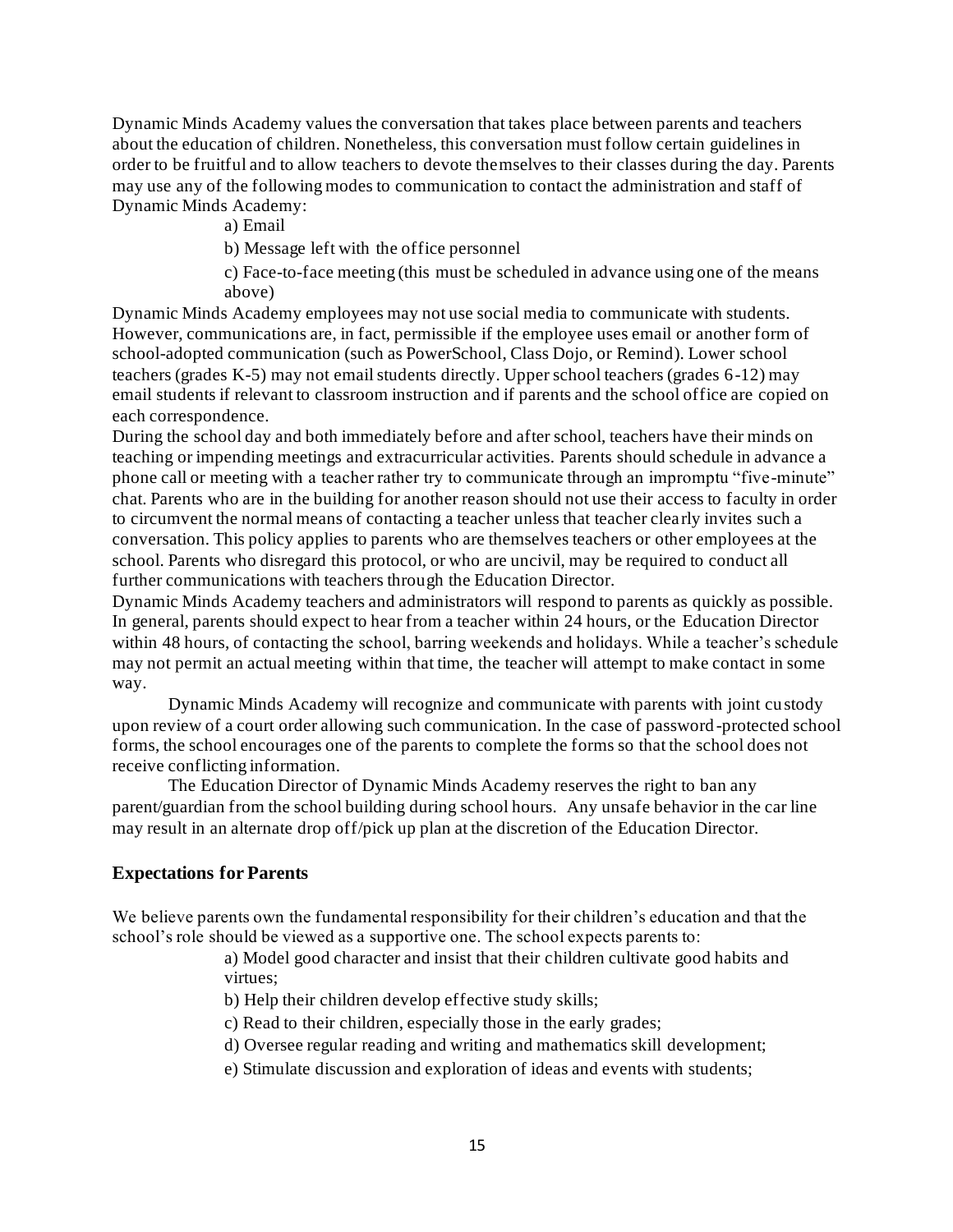Dynamic Minds Academy values the conversation that takes place between parents and teachers about the education of children. Nonetheless, this conversation must follow certain guidelines in order to be fruitful and to allow teachers to devote themselves to their classes during the day. Parents may use any of the following modes to communication to contact the administration and staff of Dynamic Minds Academy:

a) Email

b) Message left with the office personnel

c) Face-to-face meeting (this must be scheduled in advance using one of the means above)

Dynamic Minds Academy employees may not use social media to communicate with students. However, communications are, in fact, permissible if the employee uses email or another form of school-adopted communication (such as PowerSchool, Class Dojo, or Remind). Lower school teachers (grades K-5) may not email students directly. Upper school teachers (grades 6-12) may email students if relevant to classroom instruction and if parents and the school office are copied on each correspondence.

During the school day and both immediately before and after school, teachers have their minds on teaching or impending meetings and extracurricular activities. Parents should schedule in advance a phone call or meeting with a teacher rather try to communicate through an impromptu "five-minute" chat. Parents who are in the building for another reason should not use their access to faculty in order to circumvent the normal means of contacting a teacher unless that teacher clearly invites such a conversation. This policy applies to parents who are themselves teachers or other employees at the school. Parents who disregard this protocol, or who are uncivil, may be required to conduct all further communications with teachers through the Education Director.

Dynamic Minds Academy teachers and administrators will respond to parents as quickly as possible. In general, parents should expect to hear from a teacher within 24 hours, or the Education Director within 48 hours, of contacting the school, barring weekends and holidays. While a teacher's schedule may not permit an actual meeting within that time, the teacher will attempt to make contact in some way.

Dynamic Minds Academy will recognize and communicate with parents with joint custody upon review of a court order allowing such communication. In the case of password-protected school forms, the school encourages one of the parents to complete the forms so that the school does not receive conflicting information.

The Education Director of Dynamic Minds Academy reserves the right to ban any parent/guardian from the school building during school hours. Any unsafe behavior in the car line may result in an alternate drop off/pick up plan at the discretion of the Education Director.

### Expectations for Parents

We believe parents own the fundamental responsibility for their children's education and that the school's role should be viewed as a supportive one. The school expects parents to:

a) Model good character and insist that their children cultivate good habits and virtues;

b) Help their children develop effective study skills;

c) Read to their children, especially those in the early grades;

d) Oversee regular reading and writing and mathematics skill development;

e) Stimulate discussion and exploration of ideas and events with students;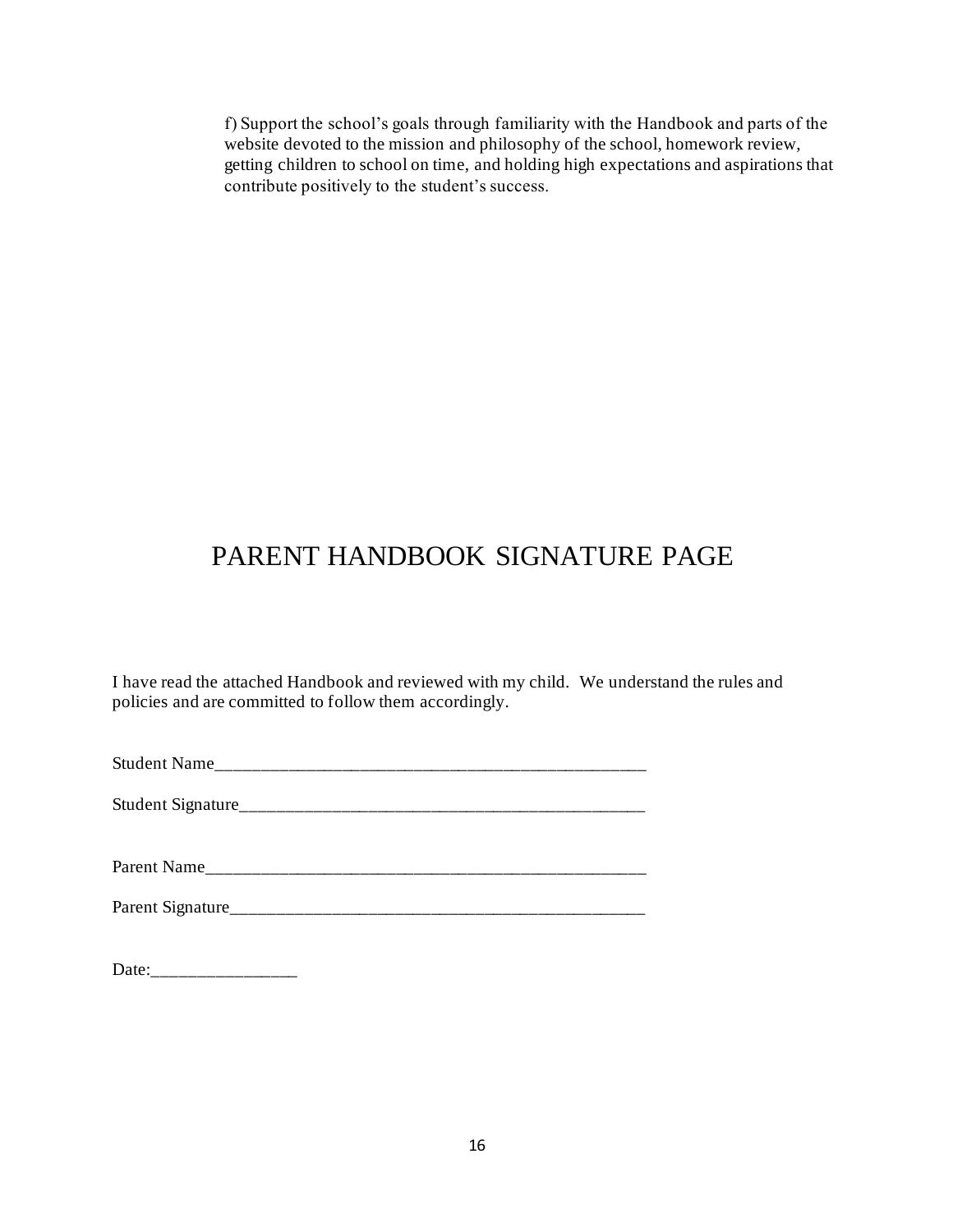f) Support the school's goals through familiarity with the Handbook and parts of the website devoted to the mission and philosophy of the school, homework review, getting children to school on time, and holding high expectations and aspirations that contribute positively to the student's success.

# PARENT HANDBOOK SIGNATURE PAGE

I have read the attached Handbook and reviewed with my child. We understand the rules and policies and are committed to follow them accordingly.

Student Name_______________________________________________

Student Signature____________________________________________

Parent Name________________________________________________

Parent Signature_____________________________________________

Date:________________